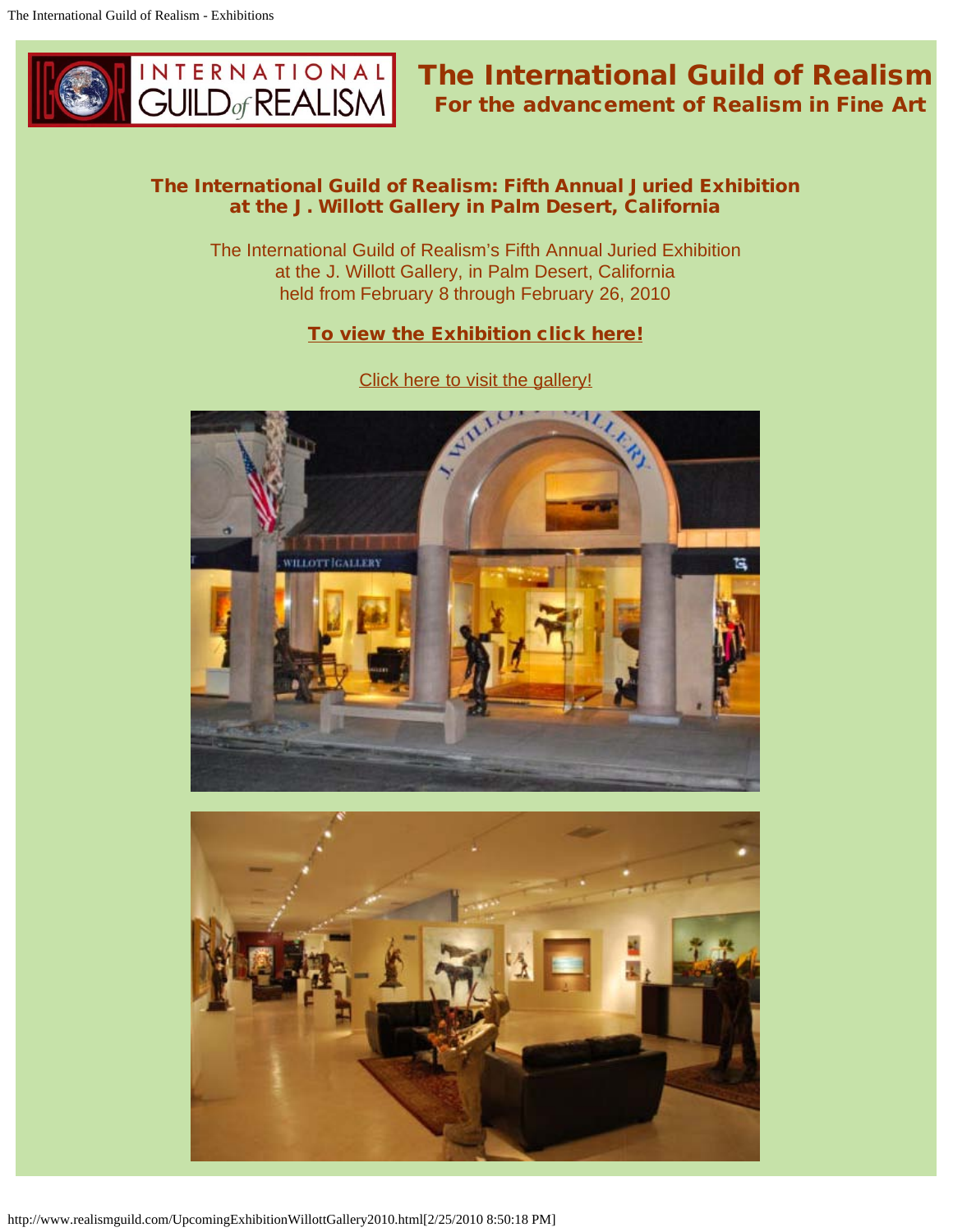# The International Guild of Realism

## For the advancement of Realism in Fine Art

### The International Guild of Realism: Fifth Annual Juried Exhibition at the J. Willott Gallery in Palm Desert, California

The International Guild of Realism's Fifth Annual Juried Exhibition
at the J. Willott Gallery, in Palm Desert, California
held from February 8 through February 26, 2010

**To view the Exhibition click here!**

Click here to visit the gallery!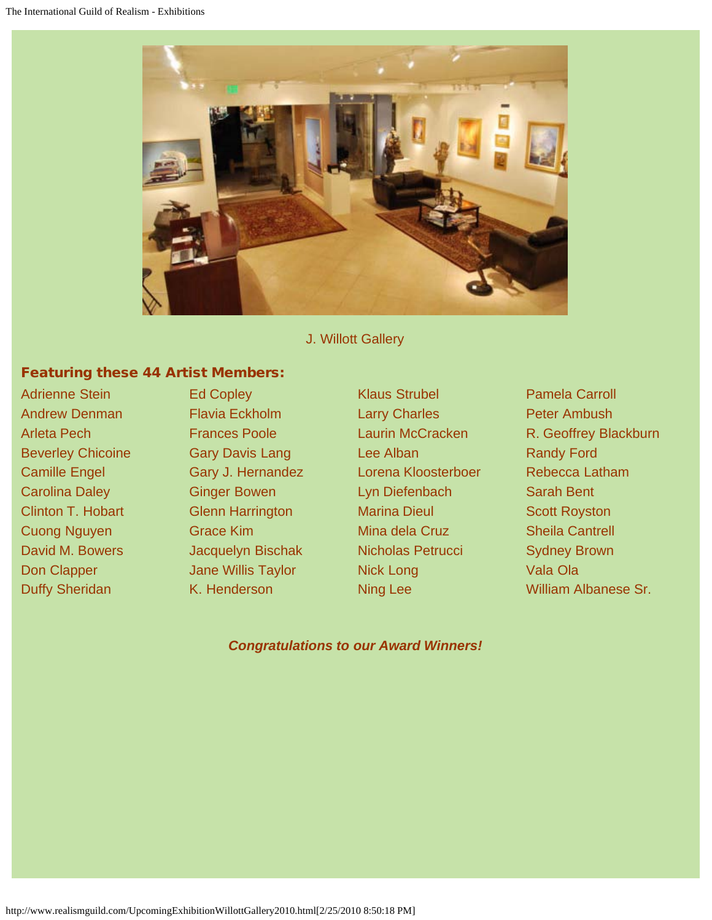J. Willott Gallery

## Featuring these 44 Artist Members:

- Adrienne Stein
- Andrew Denman
- Arleta Pech
- Beverley Chicoine
- Camille Engel
- Carolina Daley
- Clinton T. Hobart
- Cuong Nguyen
- David M. Bowers
- Don Clapper
- Duffy Sheridan
- Ed Copley
- Flavia Eckholm
- Frances Poole
- Gary Davis Lang
- Gary J. Hernandez
- Ginger Bowen
- Glenn Harrington
- Grace Kim
- Jacquelyn Bischak
- Jane Willis Taylor
- K. Henderson
- Klaus Strubel
- Larry Charles
- Laurin McCracken
- Lee Alban
- Lorena Kloosterboer
- Lyn Diefenbach
- Marina Dieul
- Mina dela Cruz
- Nicholas Petrucci
- Nick Long
- Ning Lee
- Pamela Carroll
- Peter Ambush
- R. Geoffrey Blackburn
- Randy Ford
- Rebecca Latham
- Sarah Bent
- Scott Royston
- Sheila Cantrell
- Sydney Brown
- Vala Ola
- William Albanese Sr.

***Congratulations to our Award Winners!***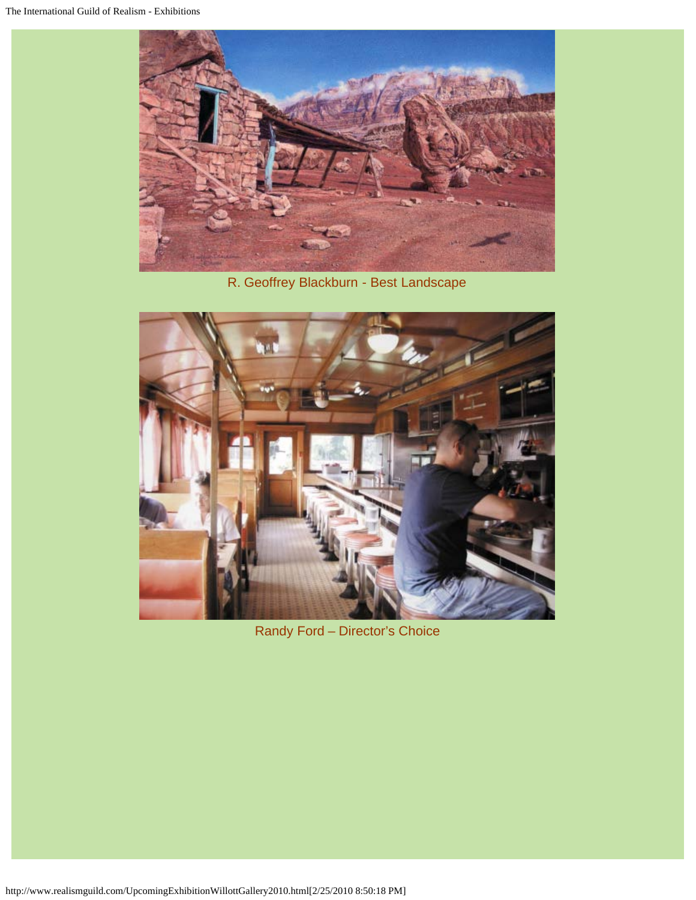R. Geoffrey Blackburn - Best Landscape

Randy Ford – Director's Choice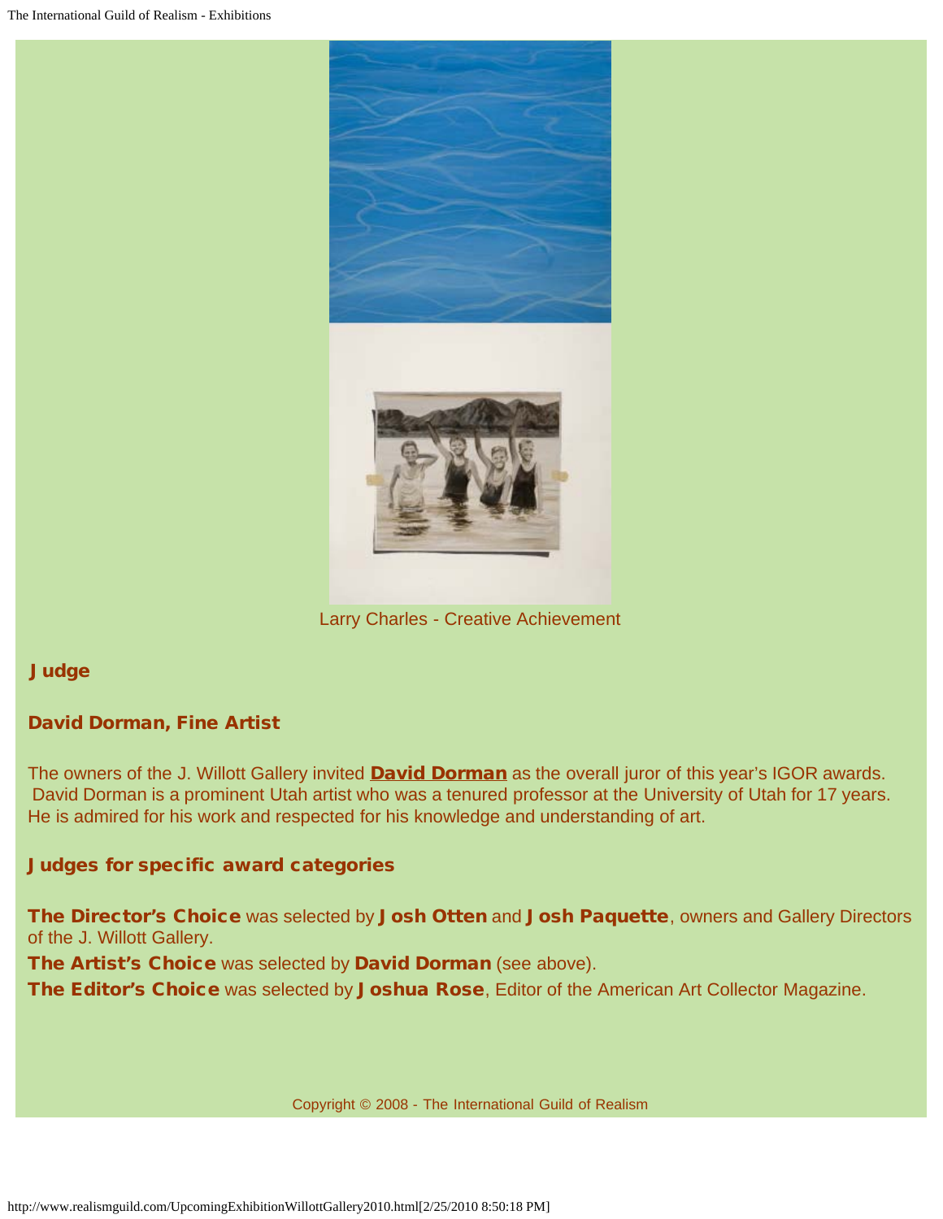Larry Charles - Creative Achievement

## Judge

### David Dorman, Fine Artist

The owners of the J. Willott Gallery invited **David Dorman** as the overall juror of this year's IGOR awards. David Dorman is a prominent Utah artist who was a tenured professor at the University of Utah for 17 years. He is admired for his work and respected for his knowledge and understanding of art.

### Judges for specific award categories

**The Director's Choice** was selected by **Josh Otten** and **Josh Paquette**, owners and Gallery Directors of the J. Willott Gallery.
**The Artist's Choice** was selected by **David Dorman** (see above).
**The Editor's Choice** was selected by **Joshua Rose**, Editor of the American Art Collector Magazine.

Copyright © 2008 - The International Guild of Realism